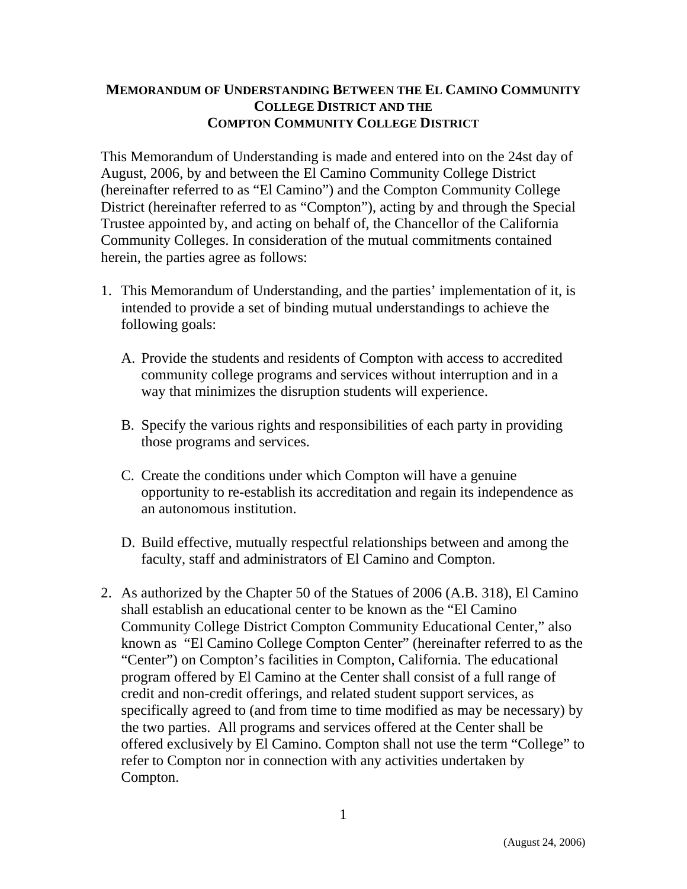# MEMORANDUM OF UNDERSTANDING BETWEEN THE EL CAMINO COMMUNITY COLLEGE DISTRICT AND THE COMPTON COMMUNITY COLLEGE DISTRICT

This Memorandum of Understanding is made and entered into on the 24st day of August, 2006, by and between the El Camino Community College District (hereinafter referred to as "El Camino") and the Compton Community College District (hereinafter referred to as "Compton"), acting by and through the Special Trustee appointed by, and acting on behalf of, the Chancellor of the California Community Colleges. In consideration of the mutual commitments contained herein, the parties agree as follows:

1. This Memorandum of Understanding, and the parties' implementation of it, is intended to provide a set of binding mutual understandings to achieve the following goals:

   A. Provide the students and residents of Compton with access to accredited community college programs and services without interruption and in a way that minimizes the disruption students will experience.

   B. Specify the various rights and responsibilities of each party in providing those programs and services.

   C. Create the conditions under which Compton will have a genuine opportunity to re-establish its accreditation and regain its independence as an autonomous institution.

   D. Build effective, mutually respectful relationships between and among the faculty, staff and administrators of El Camino and Compton.

2. As authorized by the Chapter 50 of the Statues of 2006 (A.B. 318), El Camino shall establish an educational center to be known as the "El Camino Community College District Compton Community Educational Center," also known as "El Camino College Compton Center" (hereinafter referred to as the "Center") on Compton's facilities in Compton, California. The educational program offered by El Camino at the Center shall consist of a full range of credit and non-credit offerings, and related student support services, as specifically agreed to (and from time to time modified as may be necessary) by the two parties. All programs and services offered at the Center shall be offered exclusively by El Camino. Compton shall not use the term "College" to refer to Compton nor in connection with any activities undertaken by Compton.

(August 24, 2006)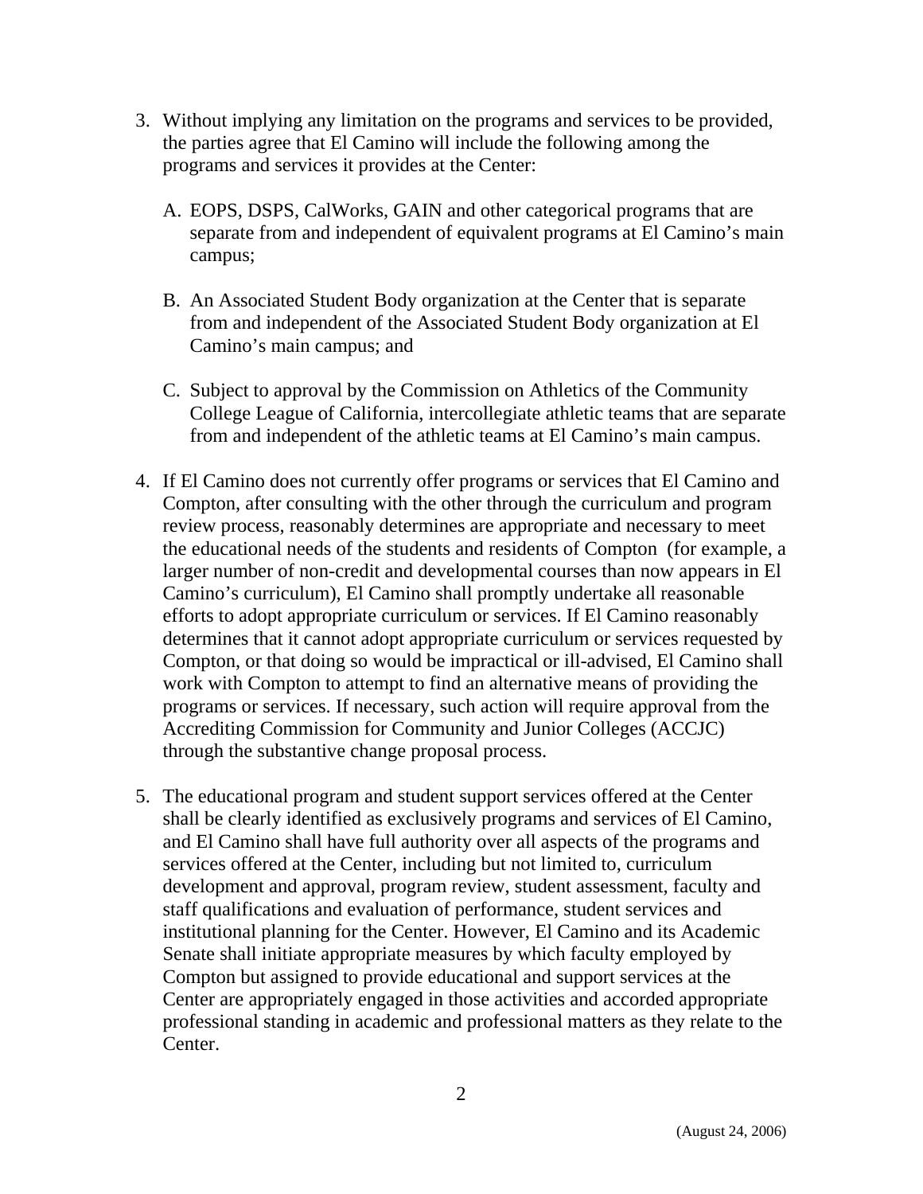3. Without implying any limitation on the programs and services to be provided, the parties agree that El Camino will include the following among the programs and services it provides at the Center:

   A. EOPS, DSPS, CalWorks, GAIN and other categorical programs that are separate from and independent of equivalent programs at El Camino's main campus;

   B. An Associated Student Body organization at the Center that is separate from and independent of the Associated Student Body organization at El Camino's main campus; and

   C. Subject to approval by the Commission on Athletics of the Community College League of California, intercollegiate athletic teams that are separate from and independent of the athletic teams at El Camino's main campus.

4. If El Camino does not currently offer programs or services that El Camino and Compton, after consulting with the other through the curriculum and program review process, reasonably determines are appropriate and necessary to meet the educational needs of the students and residents of Compton (for example, a larger number of non-credit and developmental courses than now appears in El Camino's curriculum), El Camino shall promptly undertake all reasonable efforts to adopt appropriate curriculum or services. If El Camino reasonably determines that it cannot adopt appropriate curriculum or services requested by Compton, or that doing so would be impractical or ill-advised, El Camino shall work with Compton to attempt to find an alternative means of providing the programs or services. If necessary, such action will require approval from the Accrediting Commission for Community and Junior Colleges (ACCJC) through the substantive change proposal process.

5. The educational program and student support services offered at the Center shall be clearly identified as exclusively programs and services of El Camino, and El Camino shall have full authority over all aspects of the programs and services offered at the Center, including but not limited to, curriculum development and approval, program review, student assessment, faculty and staff qualifications and evaluation of performance, student services and institutional planning for the Center. However, El Camino and its Academic Senate shall initiate appropriate measures by which faculty employed by Compton but assigned to provide educational and support services at the Center are appropriately engaged in those activities and accorded appropriate professional standing in academic and professional matters as they relate to the Center.

(August 24, 2006)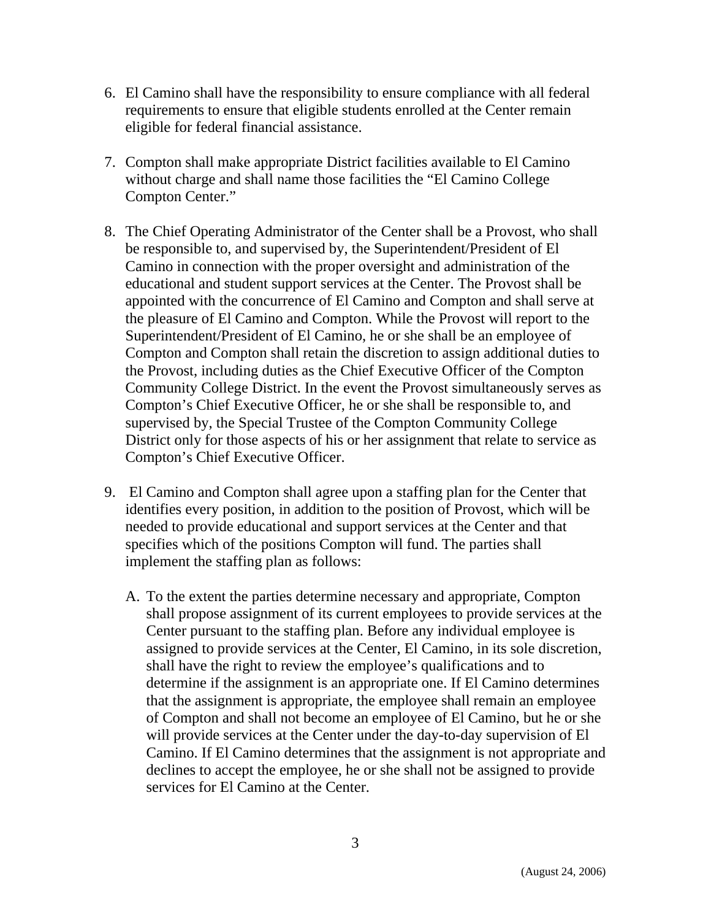6. El Camino shall have the responsibility to ensure compliance with all federal requirements to ensure that eligible students enrolled at the Center remain eligible for federal financial assistance.

7. Compton shall make appropriate District facilities available to El Camino without charge and shall name those facilities the "El Camino College Compton Center."

8. The Chief Operating Administrator of the Center shall be a Provost, who shall be responsible to, and supervised by, the Superintendent/President of El Camino in connection with the proper oversight and administration of the educational and student support services at the Center. The Provost shall be appointed with the concurrence of El Camino and Compton and shall serve at the pleasure of El Camino and Compton. While the Provost will report to the Superintendent/President of El Camino, he or she shall be an employee of Compton and Compton shall retain the discretion to assign additional duties to the Provost, including duties as the Chief Executive Officer of the Compton Community College District. In the event the Provost simultaneously serves as Compton's Chief Executive Officer, he or she shall be responsible to, and supervised by, the Special Trustee of the Compton Community College District only for those aspects of his or her assignment that relate to service as Compton's Chief Executive Officer.

9. El Camino and Compton shall agree upon a staffing plan for the Center that identifies every position, in addition to the position of Provost, which will be needed to provide educational and support services at the Center and that specifies which of the positions Compton will fund. The parties shall implement the staffing plan as follows:

   A. To the extent the parties determine necessary and appropriate, Compton shall propose assignment of its current employees to provide services at the Center pursuant to the staffing plan. Before any individual employee is assigned to provide services at the Center, El Camino, in its sole discretion, shall have the right to review the employee's qualifications and to determine if the assignment is an appropriate one. If El Camino determines that the assignment is appropriate, the employee shall remain an employee of Compton and shall not become an employee of El Camino, but he or she will provide services at the Center under the day-to-day supervision of El Camino. If El Camino determines that the assignment is not appropriate and declines to accept the employee, he or she shall not be assigned to provide services for El Camino at the Center.

(August 24, 2006)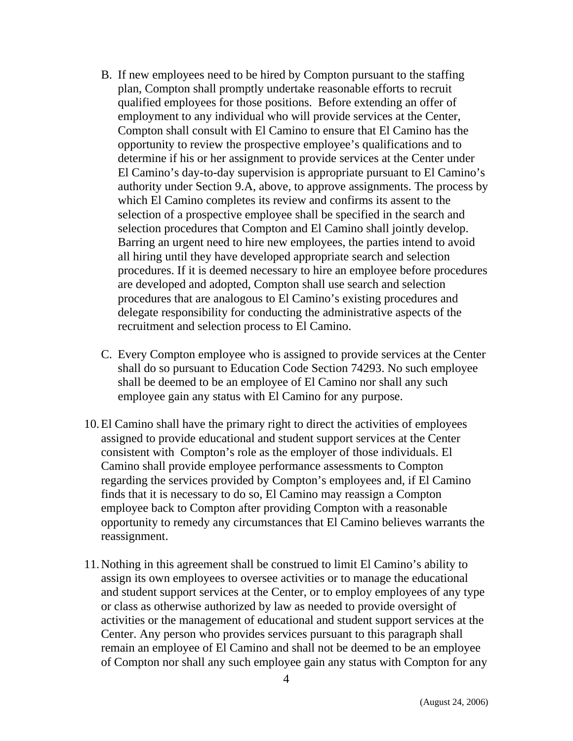B. If new employees need to be hired by Compton pursuant to the staffing plan, Compton shall promptly undertake reasonable efforts to recruit qualified employees for those positions. Before extending an offer of employment to any individual who will provide services at the Center, Compton shall consult with El Camino to ensure that El Camino has the opportunity to review the prospective employee's qualifications and to determine if his or her assignment to provide services at the Center under El Camino's day-to-day supervision is appropriate pursuant to El Camino's authority under Section 9.A, above, to approve assignments. The process by which El Camino completes its review and confirms its assent to the selection of a prospective employee shall be specified in the search and selection procedures that Compton and El Camino shall jointly develop. Barring an urgent need to hire new employees, the parties intend to avoid all hiring until they have developed appropriate search and selection procedures. If it is deemed necessary to hire an employee before procedures are developed and adopted, Compton shall use search and selection procedures that are analogous to El Camino's existing procedures and delegate responsibility for conducting the administrative aspects of the recruitment and selection process to El Camino.

C. Every Compton employee who is assigned to provide services at the Center shall do so pursuant to Education Code Section 74293. No such employee shall be deemed to be an employee of El Camino nor shall any such employee gain any status with El Camino for any purpose.

10. El Camino shall have the primary right to direct the activities of employees assigned to provide educational and student support services at the Center consistent with Compton's role as the employer of those individuals. El Camino shall provide employee performance assessments to Compton regarding the services provided by Compton's employees and, if El Camino finds that it is necessary to do so, El Camino may reassign a Compton employee back to Compton after providing Compton with a reasonable opportunity to remedy any circumstances that El Camino believes warrants the reassignment.

11. Nothing in this agreement shall be construed to limit El Camino's ability to assign its own employees to oversee activities or to manage the educational and student support services at the Center, or to employ employees of any type or class as otherwise authorized by law as needed to provide oversight of activities or the management of educational and student support services at the Center. Any person who provides services pursuant to this paragraph shall remain an employee of El Camino and shall not be deemed to be an employee of Compton nor shall any such employee gain any status with Compton for any

(August 24, 2006)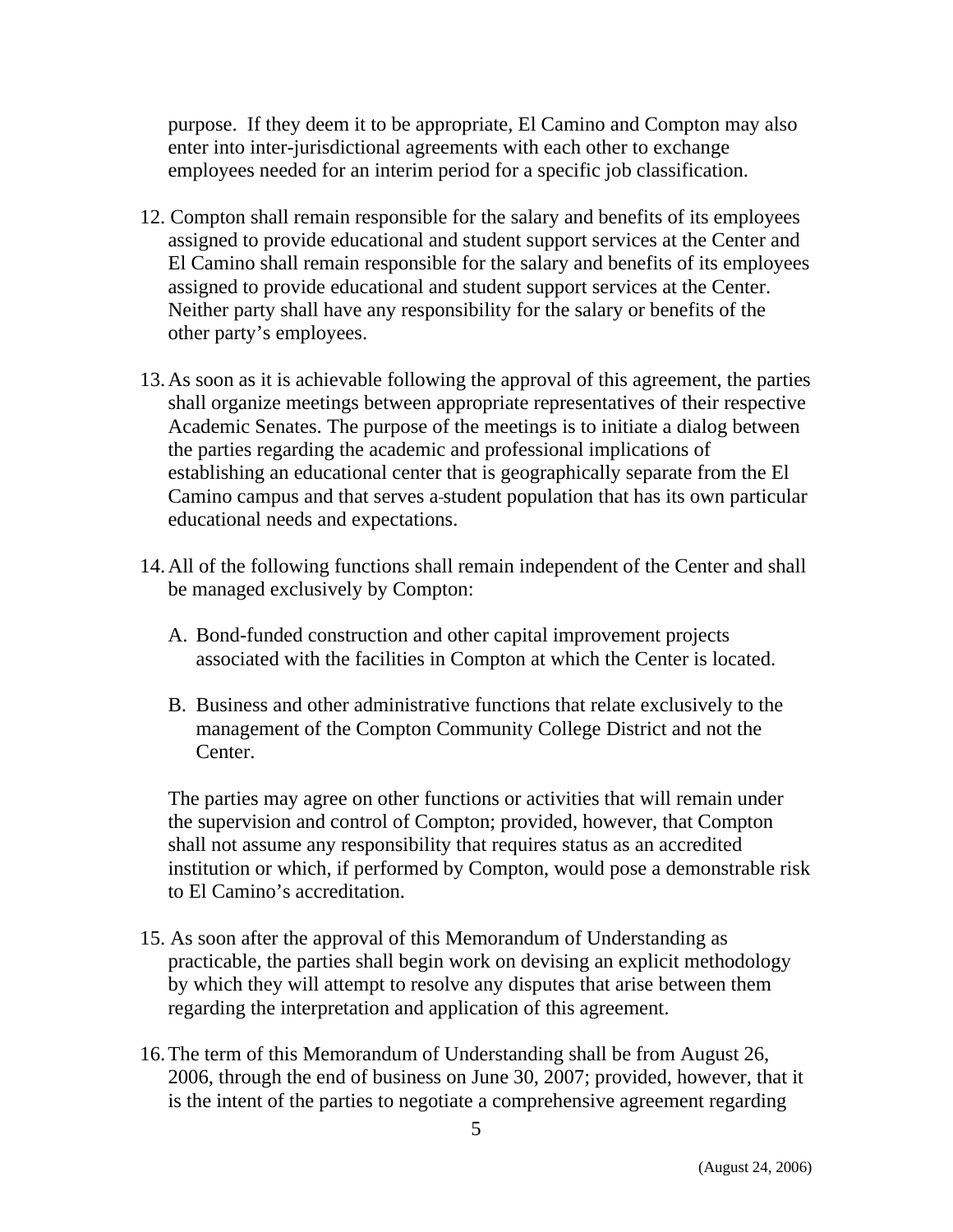purpose. If they deem it to be appropriate, El Camino and Compton may also enter into inter-jurisdictional agreements with each other to exchange employees needed for an interim period for a specific job classification.

12. Compton shall remain responsible for the salary and benefits of its employees assigned to provide educational and student support services at the Center and El Camino shall remain responsible for the salary and benefits of its employees assigned to provide educational and student support services at the Center. Neither party shall have any responsibility for the salary or benefits of the other party's employees.

13. As soon as it is achievable following the approval of this agreement, the parties shall organize meetings between appropriate representatives of their respective Academic Senates. The purpose of the meetings is to initiate a dialog between the parties regarding the academic and professional implications of establishing an educational center that is geographically separate from the El Camino campus and that serves a student population that has its own particular educational needs and expectations.

14. All of the following functions shall remain independent of the Center and shall be managed exclusively by Compton:

    A. Bond-funded construction and other capital improvement projects associated with the facilities in Compton at which the Center is located.

    B. Business and other administrative functions that relate exclusively to the management of the Compton Community College District and not the Center.

    The parties may agree on other functions or activities that will remain under the supervision and control of Compton; provided, however, that Compton shall not assume any responsibility that requires status as an accredited institution or which, if performed by Compton, would pose a demonstrable risk to El Camino's accreditation.

15. As soon after the approval of this Memorandum of Understanding as practicable, the parties shall begin work on devising an explicit methodology by which they will attempt to resolve any disputes that arise between them regarding the interpretation and application of this agreement.

16. The term of this Memorandum of Understanding shall be from August 26, 2006, through the end of business on June 30, 2007; provided, however, that it is the intent of the parties to negotiate a comprehensive agreement regarding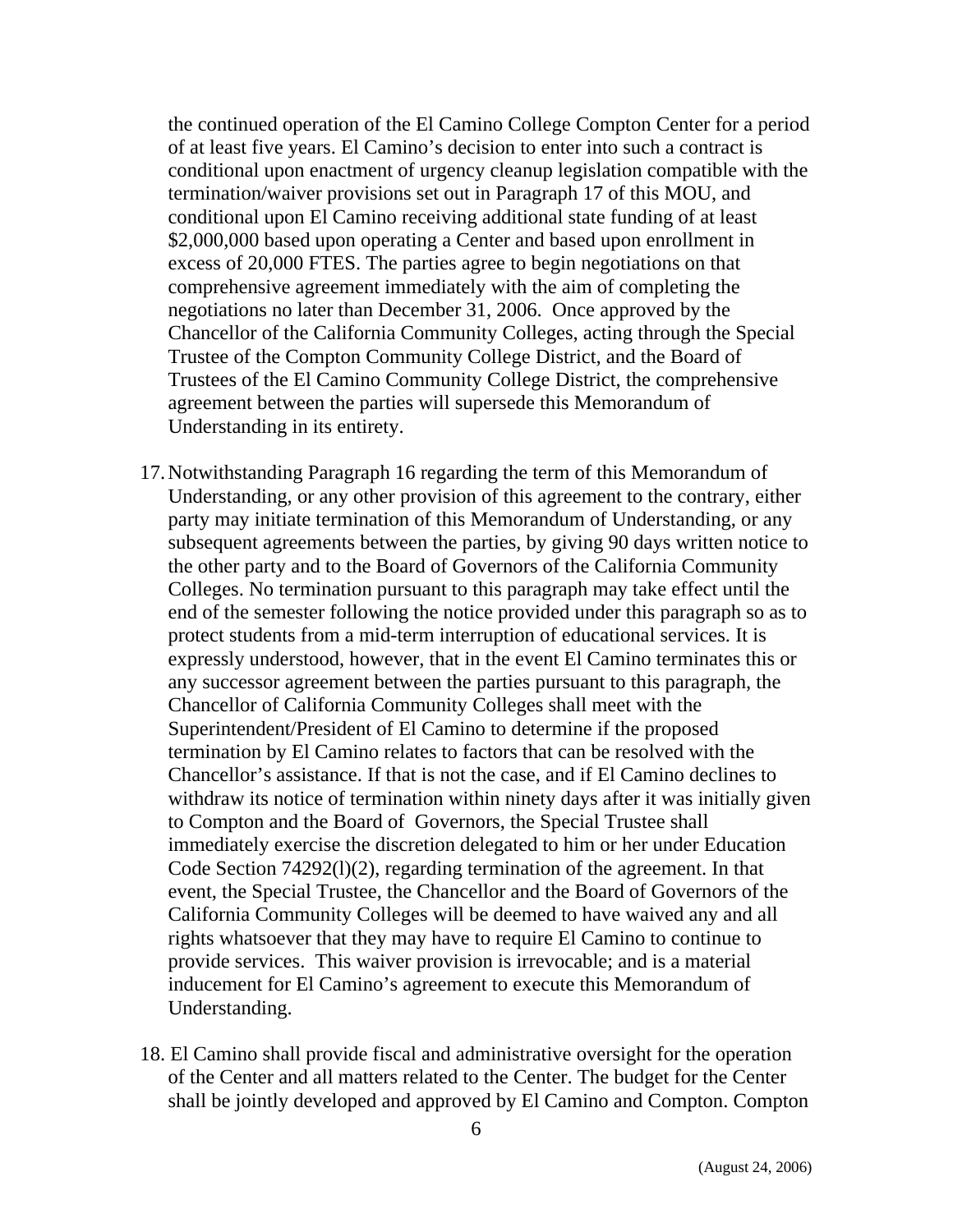the continued operation of the El Camino College Compton Center for a period of at least five years. El Camino's decision to enter into such a contract is conditional upon enactment of urgency cleanup legislation compatible with the termination/waiver provisions set out in Paragraph 17 of this MOU, and conditional upon El Camino receiving additional state funding of at least $2,000,000 based upon operating a Center and based upon enrollment in excess of 20,000 FTES. The parties agree to begin negotiations on that comprehensive agreement immediately with the aim of completing the negotiations no later than December 31, 2006. Once approved by the Chancellor of the California Community Colleges, acting through the Special Trustee of the Compton Community College District, and the Board of Trustees of the El Camino Community College District, the comprehensive agreement between the parties will supersede this Memorandum of Understanding in its entirety.

17. Notwithstanding Paragraph 16 regarding the term of this Memorandum of Understanding, or any other provision of this agreement to the contrary, either party may initiate termination of this Memorandum of Understanding, or any subsequent agreements between the parties, by giving 90 days written notice to the other party and to the Board of Governors of the California Community Colleges. No termination pursuant to this paragraph may take effect until the end of the semester following the notice provided under this paragraph so as to protect students from a mid-term interruption of educational services. It is expressly understood, however, that in the event El Camino terminates this or any successor agreement between the parties pursuant to this paragraph, the Chancellor of California Community Colleges shall meet with the Superintendent/President of El Camino to determine if the proposed termination by El Camino relates to factors that can be resolved with the Chancellor's assistance. If that is not the case, and if El Camino declines to withdraw its notice of termination within ninety days after it was initially given to Compton and the Board of Governors, the Special Trustee shall immediately exercise the discretion delegated to him or her under Education Code Section 74292(l)(2), regarding termination of the agreement. In that event, the Special Trustee, the Chancellor and the Board of Governors of the California Community Colleges will be deemed to have waived any and all rights whatsoever that they may have to require El Camino to continue to provide services. This waiver provision is irrevocable; and is a material inducement for El Camino's agreement to execute this Memorandum of Understanding.

18. El Camino shall provide fiscal and administrative oversight for the operation of the Center and all matters related to the Center. The budget for the Center shall be jointly developed and approved by El Camino and Compton. Compton

(August 24, 2006)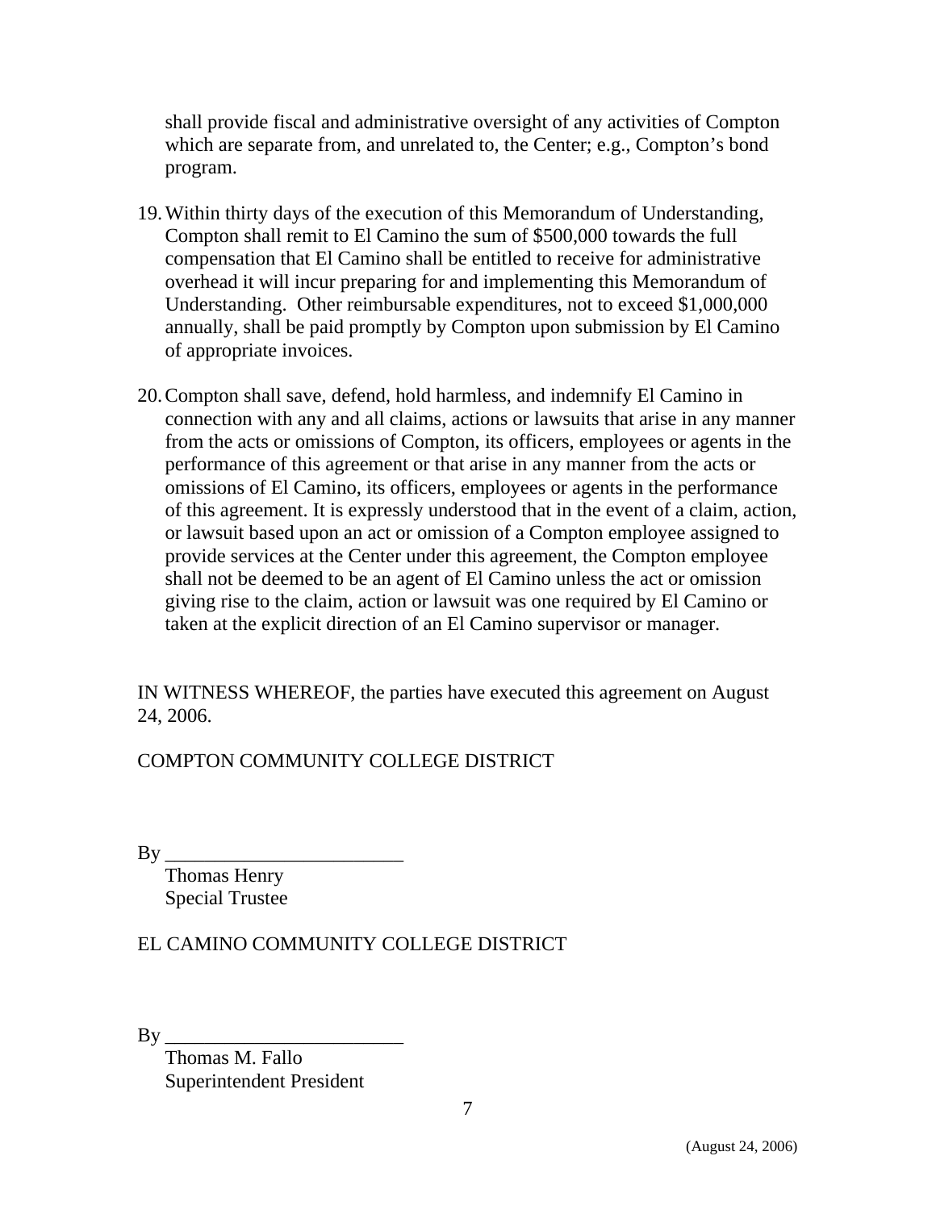shall provide fiscal and administrative oversight of any activities of Compton which are separate from, and unrelated to, the Center; e.g., Compton's bond program.

19. Within thirty days of the execution of this Memorandum of Understanding, Compton shall remit to El Camino the sum of $500,000 towards the full compensation that El Camino shall be entitled to receive for administrative overhead it will incur preparing for and implementing this Memorandum of Understanding. Other reimbursable expenditures, not to exceed $1,000,000 annually, shall be paid promptly by Compton upon submission by El Camino of appropriate invoices.

20. Compton shall save, defend, hold harmless, and indemnify El Camino in connection with any and all claims, actions or lawsuits that arise in any manner from the acts or omissions of Compton, its officers, employees or agents in the performance of this agreement or that arise in any manner from the acts or omissions of El Camino, its officers, employees or agents in the performance of this agreement. It is expressly understood that in the event of a claim, action, or lawsuit based upon an act or omission of a Compton employee assigned to provide services at the Center under this agreement, the Compton employee shall not be deemed to be an agent of El Camino unless the act or omission giving rise to the claim, action or lawsuit was one required by El Camino or taken at the explicit direction of an El Camino supervisor or manager.

IN WITNESS WHEREOF, the parties have executed this agreement on August 24, 2006.

COMPTON COMMUNITY COLLEGE DISTRICT

By ________________________
Thomas Henry
Special Trustee

EL CAMINO COMMUNITY COLLEGE DISTRICT

By ________________________
Thomas M. Fallo
Superintendent President

(August 24, 2006)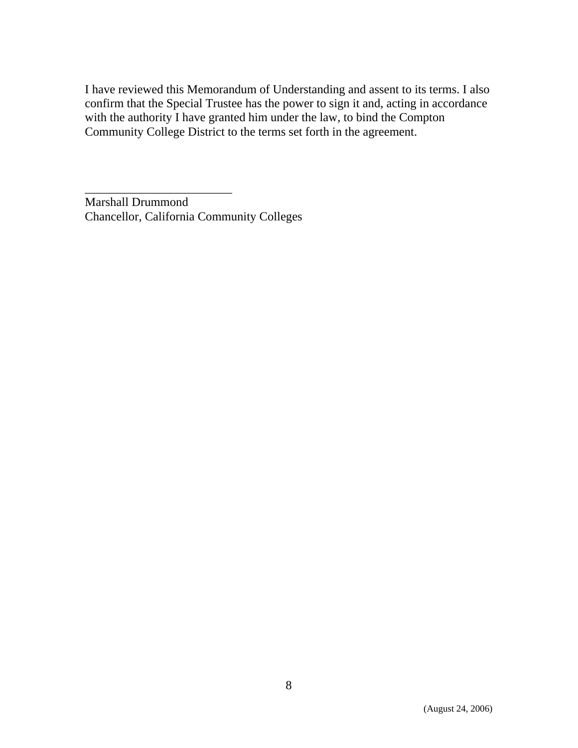I have reviewed this Memorandum of Understanding and assent to its terms. I also confirm that the Special Trustee has the power to sign it and, acting in accordance with the authority I have granted him under the law, to bind the Compton Community College District to the terms set forth in the agreement.

_________________________
Marshall Drummond
Chancellor, California Community Colleges

(August 24, 2006)